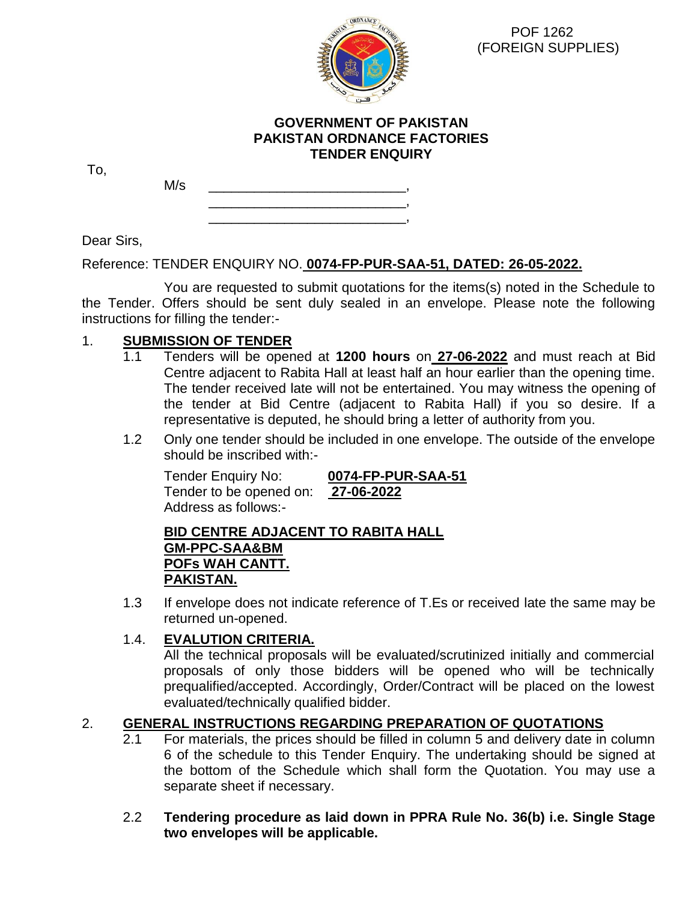POF 1262
(FOREIGN SUPPLIES)

**GOVERNMENT OF PAKISTAN**
**PAKISTAN ORDNANCE FACTORIES**
**TENDER ENQUIRY**

To,

M/s ___________________________,
___________________________,
___________________________,

Dear Sirs,

Reference: TENDER ENQUIRY NO. **0074-FP-PUR-SAA-51, DATED: 26-05-2022.**

You are requested to submit quotations for the items(s) noted in the Schedule to the Tender. Offers should be sent duly sealed in an envelope. Please note the following instructions for filling the tender:-

1. **SUBMISSION OF TENDER**

1.1 Tenders will be opened at **1200 hours** on **27-06-2022** and must reach at Bid Centre adjacent to Rabita Hall at least half an hour earlier than the opening time. The tender received late will not be entertained. You may witness the opening of the tender at Bid Centre (adjacent to Rabita Hall) if you so desire. If a representative is deputed, he should bring a letter of authority from you.

1.2 Only one tender should be included in one envelope. The outside of the envelope should be inscribed with:-

Tender Enquiry No: **0074-FP-PUR-SAA-51**
Tender to be opened on: **27-06-2022**
Address as follows:-

**BID CENTRE ADJACENT TO RABITA HALL**
**GM-PPC-SAA&BM**
**POFs WAH CANTT.**
**PAKISTAN.**

1.3 If envelope does not indicate reference of T.Es or received late the same may be returned un-opened.

1.4. **EVALUTION CRITERIA.**
All the technical proposals will be evaluated/scrutinized initially and commercial proposals of only those bidders will be opened who will be technically prequalified/accepted. Accordingly, Order/Contract will be placed on the lowest evaluated/technically qualified bidder.

2. **GENERAL INSTRUCTIONS REGARDING PREPARATION OF QUOTATIONS**

2.1 For materials, the prices should be filled in column 5 and delivery date in column 6 of the schedule to this Tender Enquiry. The undertaking should be signed at the bottom of the Schedule which shall form the Quotation. You may use a separate sheet if necessary.

2.2 **Tendering procedure as laid down in PPRA Rule No. 36(b) i.e. Single Stage two envelopes will be applicable.**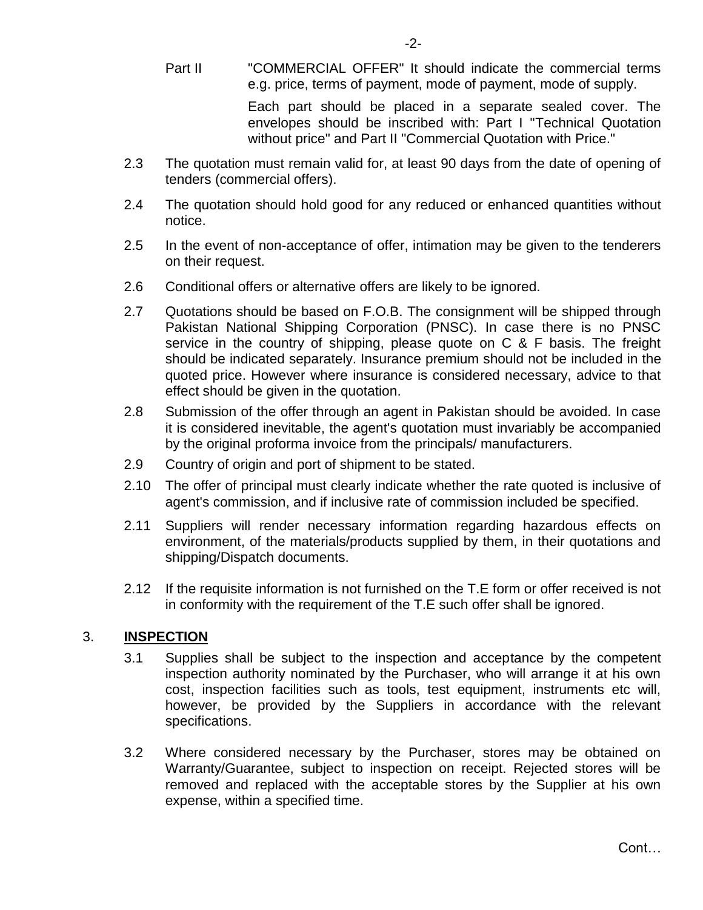Part II "COMMERCIAL OFFER" It should indicate the commercial terms e.g. price, terms of payment, mode of payment, mode of supply.

Each part should be placed in a separate sealed cover. The envelopes should be inscribed with: Part I "Technical Quotation without price" and Part II "Commercial Quotation with Price."

2.3 The quotation must remain valid for, at least 90 days from the date of opening of tenders (commercial offers).

2.4 The quotation should hold good for any reduced or enhanced quantities without notice.

2.5 In the event of non-acceptance of offer, intimation may be given to the tenderers on their request.

2.6 Conditional offers or alternative offers are likely to be ignored.

2.7 Quotations should be based on F.O.B. The consignment will be shipped through Pakistan National Shipping Corporation (PNSC). In case there is no PNSC service in the country of shipping, please quote on C & F basis. The freight should be indicated separately. Insurance premium should not be included in the quoted price. However where insurance is considered necessary, advice to that effect should be given in the quotation.

2.8 Submission of the offer through an agent in Pakistan should be avoided. In case it is considered inevitable, the agent's quotation must invariably be accompanied by the original proforma invoice from the principals/ manufacturers.

2.9 Country of origin and port of shipment to be stated.

2.10 The offer of principal must clearly indicate whether the rate quoted is inclusive of agent's commission, and if inclusive rate of commission included be specified.

2.11 Suppliers will render necessary information regarding hazardous effects on environment, of the materials/products supplied by them, in their quotations and shipping/Dispatch documents.

2.12 If the requisite information is not furnished on the T.E form or offer received is not in conformity with the requirement of the T.E such offer shall be ignored.

3. **INSPECTION**

3.1 Supplies shall be subject to the inspection and acceptance by the competent inspection authority nominated by the Purchaser, who will arrange it at his own cost, inspection facilities such as tools, test equipment, instruments etc will, however, be provided by the Suppliers in accordance with the relevant specifications.

3.2 Where considered necessary by the Purchaser, stores may be obtained on Warranty/Guarantee, subject to inspection on receipt. Rejected stores will be removed and replaced with the acceptable stores by the Supplier at his own expense, within a specified time.

Cont…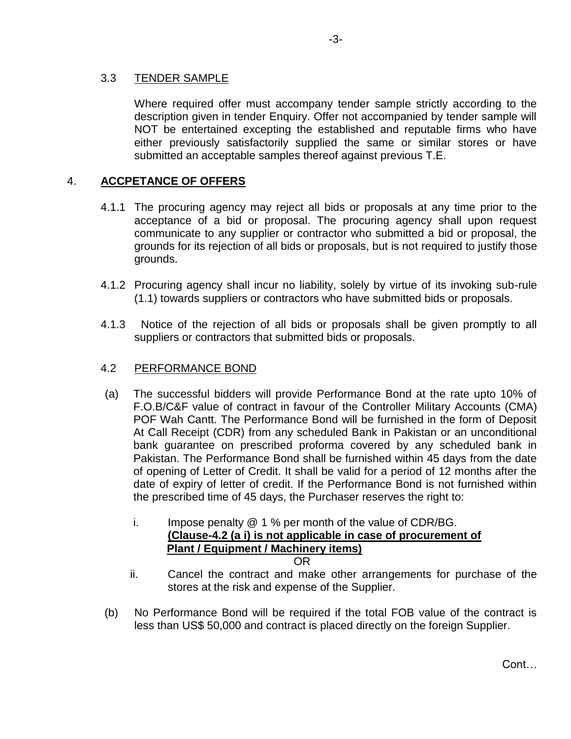### 3.3 TENDER SAMPLE

Where required offer must accompany tender sample strictly according to the description given in tender Enquiry. Offer not accompanied by tender sample will NOT be entertained excepting the established and reputable firms who have either previously satisfactorily supplied the same or similar stores or have submitted an acceptable samples thereof against previous T.E.

## 4. **ACCPETANCE OF OFFERS**

4.1.1 The procuring agency may reject all bids or proposals at any time prior to the acceptance of a bid or proposal. The procuring agency shall upon request communicate to any supplier or contractor who submitted a bid or proposal, the grounds for its rejection of all bids or proposals, but is not required to justify those grounds.

4.1.2 Procuring agency shall incur no liability, solely by virtue of its invoking sub-rule (1.1) towards suppliers or contractors who have submitted bids or proposals.

4.1.3 Notice of the rejection of all bids or proposals shall be given promptly to all suppliers or contractors that submitted bids or proposals.

### 4.2 PERFORMANCE BOND

(a) The successful bidders will provide Performance Bond at the rate upto 10% of F.O.B/C&F value of contract in favour of the Controller Military Accounts (CMA) POF Wah Cantt. The Performance Bond will be furnished in the form of Deposit At Call Receipt (CDR) from any scheduled Bank in Pakistan or an unconditional bank guarantee on prescribed proforma covered by any scheduled bank in Pakistan. The Performance Bond shall be furnished within 45 days from the date of opening of Letter of Credit. It shall be valid for a period of 12 months after the date of expiry of letter of credit. If the Performance Bond is not furnished within the prescribed time of 45 days, the Purchaser reserves the right to:

i. Impose penalty @ 1 % per month of the value of CDR/BG.
**(Clause-4.2 (a i) is not applicable in case of procurement of Plant / Equipment / Machinery items)**

OR

ii. Cancel the contract and make other arrangements for purchase of the stores at the risk and expense of the Supplier.

(b) No Performance Bond will be required if the total FOB value of the contract is less than US$ 50,000 and contract is placed directly on the foreign Supplier.

Cont…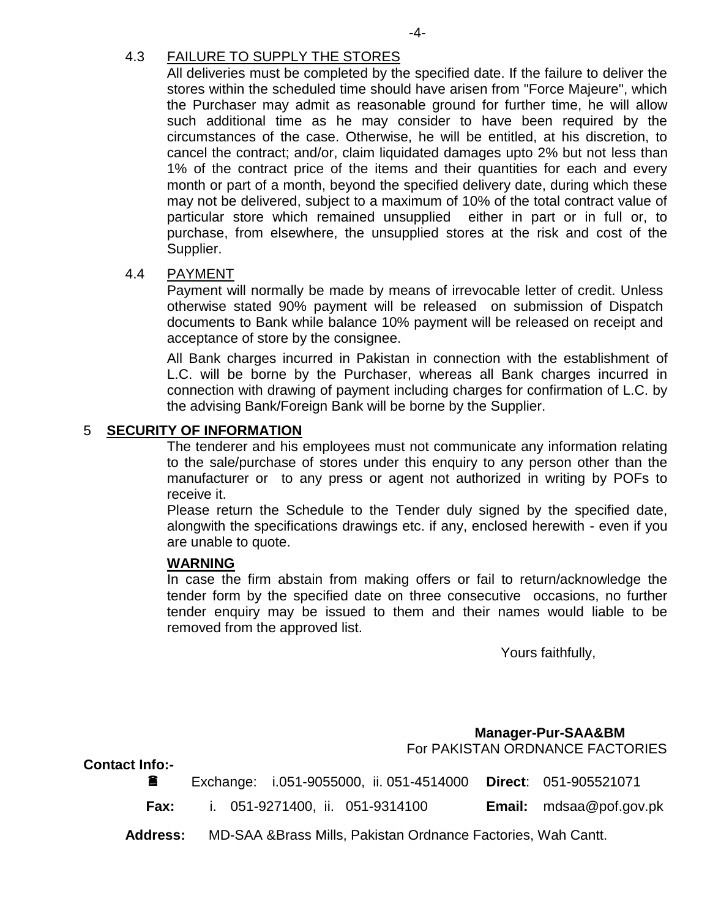### 4.3 FAILURE TO SUPPLY THE STORES

All deliveries must be completed by the specified date. If the failure to deliver the stores within the scheduled time should have arisen from "Force Majeure", which the Purchaser may admit as reasonable ground for further time, he will allow such additional time as he may consider to have been required by the circumstances of the case. Otherwise, he will be entitled, at his discretion, to cancel the contract; and/or, claim liquidated damages upto 2% but not less than 1% of the contract price of the items and their quantities for each and every month or part of a month, beyond the specified delivery date, during which these may not be delivered, subject to a maximum of 10% of the total contract value of particular store which remained unsupplied either in part or in full or, to purchase, from elsewhere, the unsupplied stores at the risk and cost of the Supplier.

### 4.4 PAYMENT

Payment will normally be made by means of irrevocable letter of credit. Unless otherwise stated 90% payment will be released on submission of Dispatch documents to Bank while balance 10% payment will be released on receipt and acceptance of store by the consignee.

All Bank charges incurred in Pakistan in connection with the establishment of L.C. will be borne by the Purchaser, whereas all Bank charges incurred in connection with drawing of payment including charges for confirmation of L.C. by the advising Bank/Foreign Bank will be borne by the Supplier.

## 5 SECURITY OF INFORMATION

The tenderer and his employees must not communicate any information relating to the sale/purchase of stores under this enquiry to any person other than the manufacturer or to any press or agent not authorized in writing by POFs to receive it.

Please return the Schedule to the Tender duly signed by the specified date, alongwith the specifications drawings etc. if any, enclosed herewith - even if you are unable to quote.

**WARNING**

In case the firm abstain from making offers or fail to return/acknowledge the tender form by the specified date on three consecutive occasions, no further tender enquiry may be issued to them and their names would liable to be removed from the approved list.

Yours faithfully,

**Manager-Pur-SAA&BM**
For PAKISTAN ORDNANCE FACTORIES

**Contact Info:-**

☎ Exchange: i.051-9055000, ii. 051-4514000 **Direct**: 051-905521071

**Fax:** i. 051-9271400, ii. 051-9314100 **Email:** mdsaa@pof.gov.pk

**Address:** MD-SAA &Brass Mills, Pakistan Ordnance Factories, Wah Cantt.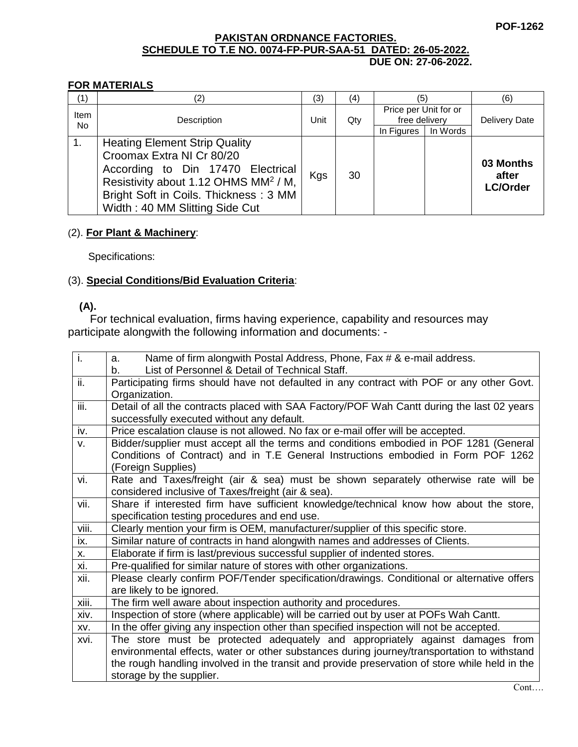**POF-1262**

**PAKISTAN ORDNANCE FACTORIES.**
**SCHEDULE TO T.E NO. 0074-FP-PUR-SAA-51 DATED: 26-05-2022.**
**DUE ON: 27-06-2022.**

**FOR MATERIALS**

| (1) | (2) | (3) | (4) | (5) | | (6) |
|---|---|---|---|---|---|---|
| Item No | Description | Unit | Qty | Price per Unit for or free delivery | | Delivery Date |
| | | | | In Figures | In Words | |
| 1. | Heating Element Strip Quality Croomax Extra NI Cr 80/20 According to Din 17470 Electrical Resistivity about 1.12 OHMS $MM^2$ / M, Bright Soft in Coils. Thickness : 3 MM Width : 40 MM Slitting Side Cut | Kgs | 30 | | | **03 Months after LC/Order** |

(2). **For Plant & Machinery**:

Specifications:

(3). **Special Conditions/Bid Evaluation Criteria**:

**(A).**

For technical evaluation, firms having experience, capability and resources may participate alongwith the following information and documents: -

| | |
|---|---|
| i. | a. Name of firm alongwith Postal Address, Phone, Fax # & e-mail address.<br>b. List of Personnel & Detail of Technical Staff. |
| ii. | Participating firms should have not defaulted in any contract with POF or any other Govt. Organization. |
| iii. | Detail of all the contracts placed with SAA Factory/POF Wah Cantt during the last 02 years successfully executed without any default. |
| iv. | Price escalation clause is not allowed. No fax or e-mail offer will be accepted. |
| v. | Bidder/supplier must accept all the terms and conditions embodied in POF 1281 (General Conditions of Contract) and in T.E General Instructions embodied in Form POF 1262 (Foreign Supplies) |
| vi. | Rate and Taxes/freight (air & sea) must be shown separately otherwise rate will be considered inclusive of Taxes/freight (air & sea). |
| vii. | Share if interested firm have sufficient knowledge/technical know how about the store, specification testing procedures and end use. |
| viii. | Clearly mention your firm is OEM, manufacturer/supplier of this specific store. |
| ix. | Similar nature of contracts in hand alongwith names and addresses of Clients. |
| x. | Elaborate if firm is last/previous successful supplier of indented stores. |
| xi. | Pre-qualified for similar nature of stores with other organizations. |
| xii. | Please clearly confirm POF/Tender specification/drawings. Conditional or alternative offers are likely to be ignored. |
| xiii. | The firm well aware about inspection authority and procedures. |
| xiv. | Inspection of store (where applicable) will be carried out by user at POFs Wah Cantt. |
| xv. | In the offer giving any inspection other than specified inspection will not be accepted. |
| xvi. | The store must be protected adequately and appropriately against damages from environmental effects, water or other substances during journey/transportation to withstand the rough handling involved in the transit and provide preservation of store while held in the storage by the supplier. |

Cont….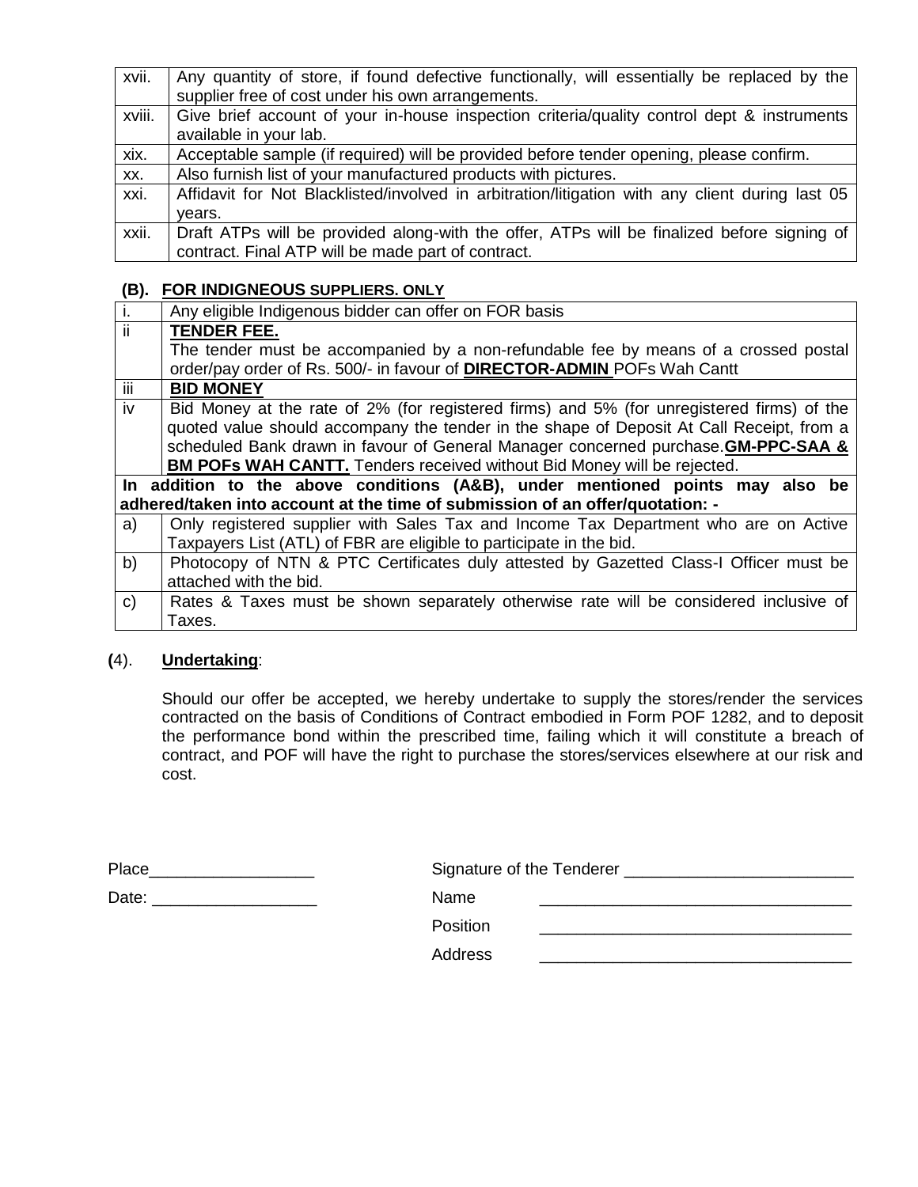| | |
|---|---|
| xvii. | Any quantity of store, if found defective functionally, will essentially be replaced by the supplier free of cost under his own arrangements. |
| xviii. | Give brief account of your in-house inspection criteria/quality control dept & instruments available in your lab. |
| xix. | Acceptable sample (if required) will be provided before tender opening, please confirm. |
| xx. | Also furnish list of your manufactured products with pictures. |
| xxi. | Affidavit for Not Blacklisted/involved in arbitration/litigation with any client during last 05 years. |
| xxii. | Draft ATPs will be provided along-with the offer, ATPs will be finalized before signing of contract. Final ATP will be made part of contract. |

**(B). FOR INDIGNEOUS SUPPLIERS. ONLY**

| | |
|---|---|
| i. | Any eligible Indigenous bidder can offer on FOR basis |
| ii | **TENDER FEE.** The tender must be accompanied by a non-refundable fee by means of a crossed postal order/pay order of Rs. 500/- in favour of **DIRECTOR-ADMIN** POFs Wah Cantt |
| iii | **BID MONEY** |
| iv | Bid Money at the rate of 2% (for registered firms) and 5% (for unregistered firms) of the quoted value should accompany the tender in the shape of Deposit At Call Receipt, from a scheduled Bank drawn in favour of General Manager concerned purchase. **GM-PPC-SAA & BM POFs WAH CANTT.** Tenders received without Bid Money will be rejected. |
| **In addition to the above conditions (A&B), under mentioned points may also be adhered/taken into account at the time of submission of an offer/quotation: -** | |
| a) | Only registered supplier with Sales Tax and Income Tax Department who are on Active Taxpayers List (ATL) of FBR are eligible to participate in the bid. |
| b) | Photocopy of NTN & PTC Certificates duly attested by Gazetted Class-I Officer must be attached with the bid. |
| c) | Rates & Taxes must be shown separately otherwise rate will be considered inclusive of Taxes. |

**(**4). **Undertaking**:

Should our offer be accepted, we hereby undertake to supply the stores/render the services contracted on the basis of Conditions of Contract embodied in Form POF 1282, and to deposit the performance bond within the prescribed time, failing which it will constitute a breach of contract, and POF will have the right to purchase the stores/services elsewhere at our risk and cost.

Place__________________

Date: __________________

Signature of the Tenderer _________________________

Name ___________________________________

Position ___________________________________

Address ___________________________________